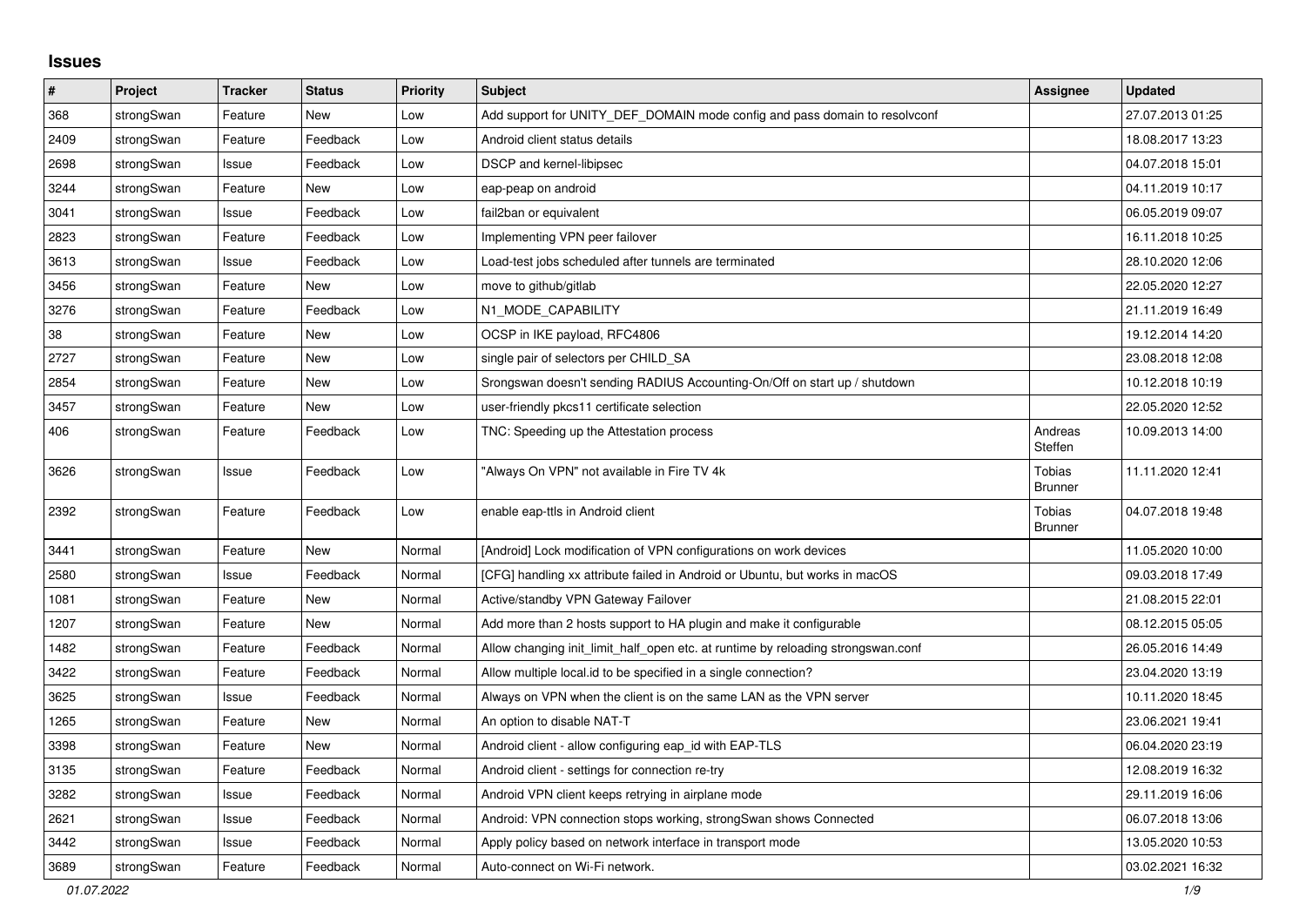## Issues

| # | Project | Tracker | Status | Priority | Subject | Assignee | Updated |
|---|---|---|---|---|---|---|---|
| 368 | strongSwan | Feature | New | Low | Add support for UNITY_DEF_DOMAIN mode config and pass domain to resolvconf | | 27.07.2013 01:25 |
| 2409 | strongSwan | Feature | Feedback | Low | Android client status details | | 18.08.2017 13:23 |
| 2698 | strongSwan | Issue | Feedback | Low | DSCP and kernel-libipsec | | 04.07.2018 15:01 |
| 3244 | strongSwan | Feature | New | Low | eap-peap on android | | 04.11.2019 10:17 |
| 3041 | strongSwan | Issue | Feedback | Low | fail2ban or equivalent | | 06.05.2019 09:07 |
| 2823 | strongSwan | Feature | Feedback | Low | Implementing VPN peer failover | | 16.11.2018 10:25 |
| 3613 | strongSwan | Issue | Feedback | Low | Load-test jobs scheduled after tunnels are terminated | | 28.10.2020 12:06 |
| 3456 | strongSwan | Feature | New | Low | move to github/gitlab | | 22.05.2020 12:27 |
| 3276 | strongSwan | Feature | Feedback | Low | N1_MODE_CAPABILITY | | 21.11.2019 16:49 |
| 38 | strongSwan | Feature | New | Low | OCSP in IKE payload, RFC4806 | | 19.12.2014 14:20 |
| 2727 | strongSwan | Feature | New | Low | single pair of selectors per CHILD_SA | | 23.08.2018 12:08 |
| 2854 | strongSwan | Feature | New | Low | Srongswan doesn't sending RADIUS Accounting-On/Off on start up / shutdown | | 10.12.2018 10:19 |
| 3457 | strongSwan | Feature | New | Low | user-friendly pkcs11 certificate selection | | 22.05.2020 12:52 |
| 406 | strongSwan | Feature | Feedback | Low | TNC: Speeding up the Attestation process | Andreas Steffen | 10.09.2013 14:00 |
| 3626 | strongSwan | Issue | Feedback | Low | "Always On VPN" not available in Fire TV 4k | Tobias Brunner | 11.11.2020 12:41 |
| 2392 | strongSwan | Feature | Feedback | Low | enable eap-ttls in Android client | Tobias Brunner | 04.07.2018 19:48 |
| 3441 | strongSwan | Feature | New | Normal | [Android] Lock modification of VPN configurations on work devices | | 11.05.2020 10:00 |
| 2580 | strongSwan | Issue | Feedback | Normal | [CFG] handling xx attribute failed in Android or Ubuntu, but works in macOS | | 09.03.2018 17:49 |
| 1081 | strongSwan | Feature | New | Normal | Active/standby VPN Gateway Failover | | 21.08.2015 22:01 |
| 1207 | strongSwan | Feature | New | Normal | Add more than 2 hosts support to HA plugin and make it configurable | | 08.12.2015 05:05 |
| 1482 | strongSwan | Feature | Feedback | Normal | Allow changing init_limit_half_open etc. at runtime by reloading strongswan.conf | | 26.05.2016 14:49 |
| 3422 | strongSwan | Feature | Feedback | Normal | Allow multiple local.id to be specified in a single connection? | | 23.04.2020 13:19 |
| 3625 | strongSwan | Issue | Feedback | Normal | Always on VPN when the client is on the same LAN as the VPN server | | 10.11.2020 18:45 |
| 1265 | strongSwan | Feature | New | Normal | An option to disable NAT-T | | 23.06.2021 19:41 |
| 3398 | strongSwan | Feature | New | Normal | Android client - allow configuring eap_id with EAP-TLS | | 06.04.2020 23:19 |
| 3135 | strongSwan | Feature | Feedback | Normal | Android client - settings for connection re-try | | 12.08.2019 16:32 |
| 3282 | strongSwan | Issue | Feedback | Normal | Android VPN client keeps retrying in airplane mode | | 29.11.2019 16:06 |
| 2621 | strongSwan | Issue | Feedback | Normal | Android: VPN connection stops working, strongSwan shows Connected | | 06.07.2018 13:06 |
| 3442 | strongSwan | Issue | Feedback | Normal | Apply policy based on network interface in transport mode | | 13.05.2020 10:53 |
| 3689 | strongSwan | Feature | Feedback | Normal | Auto-connect on Wi-Fi network. | | 03.02.2021 16:32 |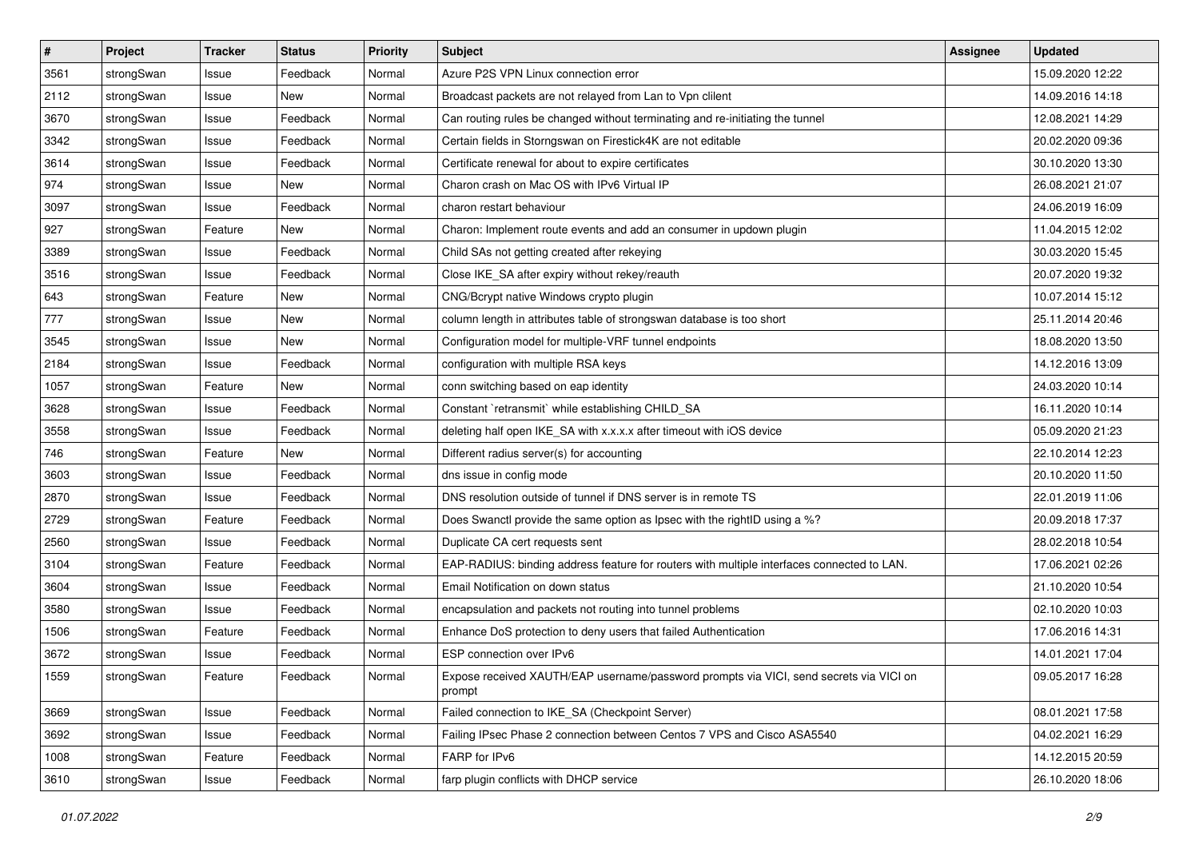| # | Project | Tracker | Status | Priority | Subject | Assignee | Updated |
|---|---|---|---|---|---|---|---|
| 3561 | strongSwan | Issue | Feedback | Normal | Azure P2S VPN Linux connection error | | 15.09.2020 12:22 |
| 2112 | strongSwan | Issue | New | Normal | Broadcast packets are not relayed from Lan to Vpn clilent | | 14.09.2016 14:18 |
| 3670 | strongSwan | Issue | Feedback | Normal | Can routing rules be changed without terminating and re-initiating the tunnel | | 12.08.2021 14:29 |
| 3342 | strongSwan | Issue | Feedback | Normal | Certain fields in Storngswan on Firestick4K are not editable | | 20.02.2020 09:36 |
| 3614 | strongSwan | Issue | Feedback | Normal | Certificate renewal for about to expire certificates | | 30.10.2020 13:30 |
| 974 | strongSwan | Issue | New | Normal | Charon crash on Mac OS with IPv6 Virtual IP | | 26.08.2021 21:07 |
| 3097 | strongSwan | Issue | Feedback | Normal | charon restart behaviour | | 24.06.2019 16:09 |
| 927 | strongSwan | Feature | New | Normal | Charon: Implement route events and add an consumer in updown plugin | | 11.04.2015 12:02 |
| 3389 | strongSwan | Issue | Feedback | Normal | Child SAs not getting created after rekeying | | 30.03.2020 15:45 |
| 3516 | strongSwan | Issue | Feedback | Normal | Close IKE_SA after expiry without rekey/reauth | | 20.07.2020 19:32 |
| 643 | strongSwan | Feature | New | Normal | CNG/Bcrypt native Windows crypto plugin | | 10.07.2014 15:12 |
| 777 | strongSwan | Issue | New | Normal | column length in attributes table of strongswan database is too short | | 25.11.2014 20:46 |
| 3545 | strongSwan | Issue | New | Normal | Configuration model for multiple-VRF tunnel endpoints | | 18.08.2020 13:50 |
| 2184 | strongSwan | Issue | Feedback | Normal | configuration with multiple RSA keys | | 14.12.2016 13:09 |
| 1057 | strongSwan | Feature | New | Normal | conn switching based on eap identity | | 24.03.2020 10:14 |
| 3628 | strongSwan | Issue | Feedback | Normal | Constant `retransmit` while establishing CHILD_SA | | 16.11.2020 10:14 |
| 3558 | strongSwan | Issue | Feedback | Normal | deleting half open IKE_SA with x.x.x.x after timeout with iOS device | | 05.09.2020 21:23 |
| 746 | strongSwan | Feature | New | Normal | Different radius server(s) for accounting | | 22.10.2014 12:23 |
| 3603 | strongSwan | Issue | Feedback | Normal | dns issue in config mode | | 20.10.2020 11:50 |
| 2870 | strongSwan | Issue | Feedback | Normal | DNS resolution outside of tunnel if DNS server is in remote TS | | 22.01.2019 11:06 |
| 2729 | strongSwan | Feature | Feedback | Normal | Does Swanctl provide the same option as Ipsec with the rightID using a %? | | 20.09.2018 17:37 |
| 2560 | strongSwan | Issue | Feedback | Normal | Duplicate CA cert requests sent | | 28.02.2018 10:54 |
| 3104 | strongSwan | Feature | Feedback | Normal | EAP-RADIUS: binding address feature for routers with multiple interfaces connected to LAN. | | 17.06.2021 02:26 |
| 3604 | strongSwan | Issue | Feedback | Normal | Email Notification on down status | | 21.10.2020 10:54 |
| 3580 | strongSwan | Issue | Feedback | Normal | encapsulation and packets not routing into tunnel problems | | 02.10.2020 10:03 |
| 1506 | strongSwan | Feature | Feedback | Normal | Enhance DoS protection to deny users that failed Authentication | | 17.06.2016 14:31 |
| 3672 | strongSwan | Issue | Feedback | Normal | ESP connection over IPv6 | | 14.01.2021 17:04 |
| 1559 | strongSwan | Feature | Feedback | Normal | Expose received XAUTH/EAP username/password prompts via VICI, send secrets via VICI on prompt | | 09.05.2017 16:28 |
| 3669 | strongSwan | Issue | Feedback | Normal | Failed connection to IKE_SA (Checkpoint Server) | | 08.01.2021 17:58 |
| 3692 | strongSwan | Issue | Feedback | Normal | Failing IPsec Phase 2 connection between Centos 7 VPS and Cisco ASA5540 | | 04.02.2021 16:29 |
| 1008 | strongSwan | Feature | Feedback | Normal | FARP for IPv6 | | 14.12.2015 20:59 |
| 3610 | strongSwan | Issue | Feedback | Normal | farp plugin conflicts with DHCP service | | 26.10.2020 18:06 |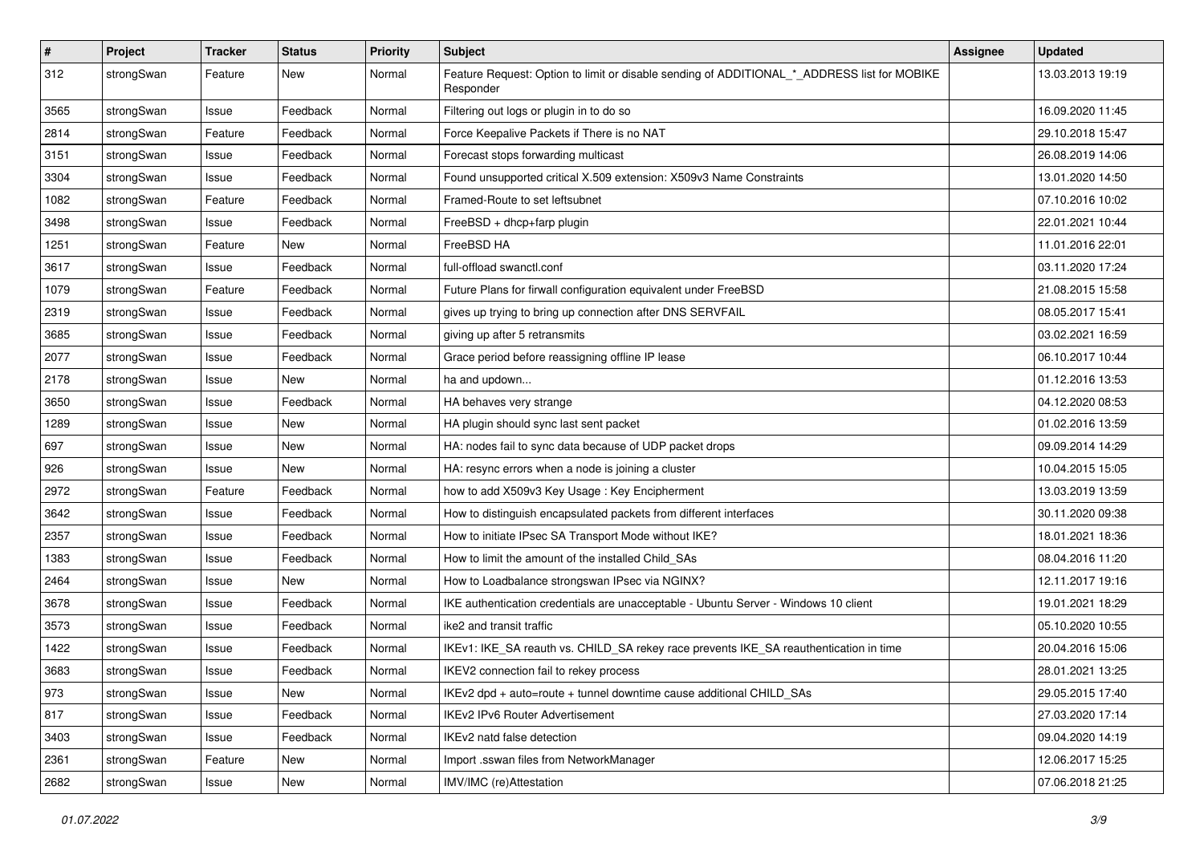| # | Project | Tracker | Status | Priority | Subject | Assignee | Updated |
|---|---|---|---|---|---|---|---|
| 312 | strongSwan | Feature | New | Normal | Feature Request: Option to limit or disable sending of ADDITIONAL_*_ADDRESS list for MOBIKE Responder | | 13.03.2013 19:19 |
| 3565 | strongSwan | Issue | Feedback | Normal | Filtering out logs or plugin in to do so | | 16.09.2020 11:45 |
| 2814 | strongSwan | Feature | Feedback | Normal | Force Keepalive Packets if There is no NAT | | 29.10.2018 15:47 |
| 3151 | strongSwan | Issue | Feedback | Normal | Forecast stops forwarding multicast | | 26.08.2019 14:06 |
| 3304 | strongSwan | Issue | Feedback | Normal | Found unsupported critical X.509 extension: X509v3 Name Constraints | | 13.01.2020 14:50 |
| 1082 | strongSwan | Feature | Feedback | Normal | Framed-Route to set leftsubnet | | 07.10.2016 10:02 |
| 3498 | strongSwan | Issue | Feedback | Normal | FreeBSD + dhcp+farp plugin | | 22.01.2021 10:44 |
| 1251 | strongSwan | Feature | New | Normal | FreeBSD HA | | 11.01.2016 22:01 |
| 3617 | strongSwan | Issue | Feedback | Normal | full-offload swanctl.conf | | 03.11.2020 17:24 |
| 1079 | strongSwan | Feature | Feedback | Normal | Future Plans for firwall configuration equivalent under FreeBSD | | 21.08.2015 15:58 |
| 2319 | strongSwan | Issue | Feedback | Normal | gives up trying to bring up connection after DNS SERVFAIL | | 08.05.2017 15:41 |
| 3685 | strongSwan | Issue | Feedback | Normal | giving up after 5 retransmits | | 03.02.2021 16:59 |
| 2077 | strongSwan | Issue | Feedback | Normal | Grace period before reassigning offline IP lease | | 06.10.2017 10:44 |
| 2178 | strongSwan | Issue | New | Normal | ha and updown... | | 01.12.2016 13:53 |
| 3650 | strongSwan | Issue | Feedback | Normal | HA behaves very strange | | 04.12.2020 08:53 |
| 1289 | strongSwan | Issue | New | Normal | HA plugin should sync last sent packet | | 01.02.2016 13:59 |
| 697 | strongSwan | Issue | New | Normal | HA: nodes fail to sync data because of UDP packet drops | | 09.09.2014 14:29 |
| 926 | strongSwan | Issue | New | Normal | HA: resync errors when a node is joining a cluster | | 10.04.2015 15:05 |
| 2972 | strongSwan | Feature | Feedback | Normal | how to add X509v3 Key Usage : Key Encipherment | | 13.03.2019 13:59 |
| 3642 | strongSwan | Issue | Feedback | Normal | How to distinguish encapsulated packets from different interfaces | | 30.11.2020 09:38 |
| 2357 | strongSwan | Issue | Feedback | Normal | How to initiate IPsec SA Transport Mode without IKE? | | 18.01.2021 18:36 |
| 1383 | strongSwan | Issue | Feedback | Normal | How to limit the amount of the installed Child_SAs | | 08.04.2016 11:20 |
| 2464 | strongSwan | Issue | New | Normal | How to Loadbalance strongswan IPsec via NGINX? | | 12.11.2017 19:16 |
| 3678 | strongSwan | Issue | Feedback | Normal | IKE authentication credentials are unacceptable - Ubuntu Server - Windows 10 client | | 19.01.2021 18:29 |
| 3573 | strongSwan | Issue | Feedback | Normal | ike2 and transit traffic | | 05.10.2020 10:55 |
| 1422 | strongSwan | Issue | Feedback | Normal | IKEv1: IKE_SA reauth vs. CHILD_SA rekey race prevents IKE_SA reauthentication in time | | 20.04.2016 15:06 |
| 3683 | strongSwan | Issue | Feedback | Normal | IKEV2 connection fail to rekey process | | 28.01.2021 13:25 |
| 973 | strongSwan | Issue | New | Normal | IKEv2 dpd + auto=route + tunnel downtime cause additional CHILD_SAs | | 29.05.2015 17:40 |
| 817 | strongSwan | Issue | Feedback | Normal | IKEv2 IPv6 Router Advertisement | | 27.03.2020 17:14 |
| 3403 | strongSwan | Issue | Feedback | Normal | IKEv2 natd false detection | | 09.04.2020 14:19 |
| 2361 | strongSwan | Feature | New | Normal | Import .sswan files from NetworkManager | | 12.06.2017 15:25 |
| 2682 | strongSwan | Issue | New | Normal | IMV/IMC (re)Attestation | | 07.06.2018 21:25 |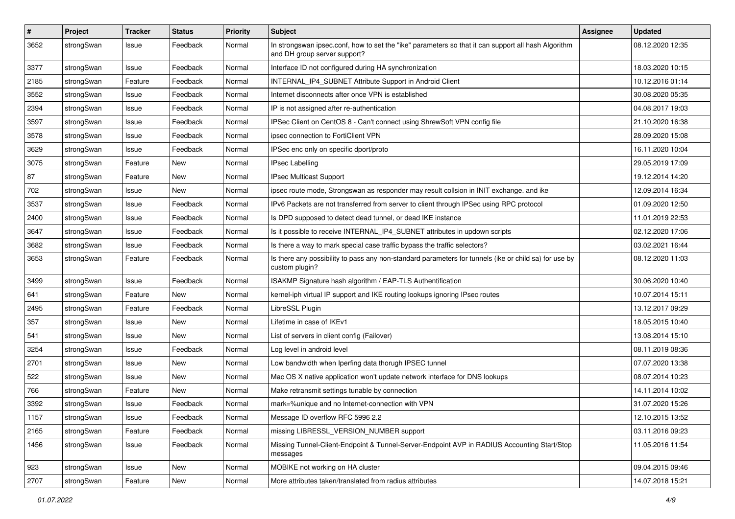| # | Project | Tracker | Status | Priority | Subject | Assignee | Updated |
|---|---|---|---|---|---|---|---|
| 3652 | strongSwan | Issue | Feedback | Normal | In strongswan ipsec.conf, how to set the "ike" parameters so that it can support all hash Algorithm and DH group server support? | | 08.12.2020 12:35 |
| 3377 | strongSwan | Issue | Feedback | Normal | Interface ID not configured during HA synchronization | | 18.03.2020 10:15 |
| 2185 | strongSwan | Feature | Feedback | Normal | INTERNAL_IP4_SUBNET Attribute Support in Android Client | | 10.12.2016 01:14 |
| 3552 | strongSwan | Issue | Feedback | Normal | Internet disconnects after once VPN is established | | 30.08.2020 05:35 |
| 2394 | strongSwan | Issue | Feedback | Normal | IP is not assigned after re-authentication | | 04.08.2017 19:03 |
| 3597 | strongSwan | Issue | Feedback | Normal | IPSec Client on CentOS 8 - Can't connect using ShrewSoft VPN config file | | 21.10.2020 16:38 |
| 3578 | strongSwan | Issue | Feedback | Normal | ipsec connection to FortiClient VPN | | 28.09.2020 15:08 |
| 3629 | strongSwan | Issue | Feedback | Normal | IPSec enc only on specific dport/proto | | 16.11.2020 10:04 |
| 3075 | strongSwan | Feature | New | Normal | IPsec Labelling | | 29.05.2019 17:09 |
| 87 | strongSwan | Feature | New | Normal | IPsec Multicast Support | | 19.12.2014 14:20 |
| 702 | strongSwan | Issue | New | Normal | ipsec route mode, Strongswan as responder may result collsion in INIT exchange. and ike | | 12.09.2014 16:34 |
| 3537 | strongSwan | Issue | Feedback | Normal | IPv6 Packets are not transferred from server to client through IPSec using RPC protocol | | 01.09.2020 12:50 |
| 2400 | strongSwan | Issue | Feedback | Normal | Is DPD supposed to detect dead tunnel, or dead IKE instance | | 11.01.2019 22:53 |
| 3647 | strongSwan | Issue | Feedback | Normal | Is it possible to receive INTERNAL_IP4_SUBNET attributes in updown scripts | | 02.12.2020 17:06 |
| 3682 | strongSwan | Issue | Feedback | Normal | Is there a way to mark special case traffic bypass the traffic selectors? | | 03.02.2021 16:44 |
| 3653 | strongSwan | Feature | Feedback | Normal | Is there any possibility to pass any non-standard parameters for tunnels (ike or child sa) for use by custom plugin? | | 08.12.2020 11:03 |
| 3499 | strongSwan | Issue | Feedback | Normal | ISAKMP Signature hash algorithm / EAP-TLS Authentification | | 30.06.2020 10:40 |
| 641 | strongSwan | Feature | New | Normal | kernel-iph virtual IP support and IKE routing lookups ignoring IPsec routes | | 10.07.2014 15:11 |
| 2495 | strongSwan | Feature | Feedback | Normal | LibreSSL Plugin | | 13.12.2017 09:29 |
| 357 | strongSwan | Issue | New | Normal | Lifetime in case of IKEv1 | | 18.05.2015 10:40 |
| 541 | strongSwan | Issue | New | Normal | List of servers in client config (Failover) | | 13.08.2014 15:10 |
| 3254 | strongSwan | Issue | Feedback | Normal | Log level in android level | | 08.11.2019 08:36 |
| 2701 | strongSwan | Issue | New | Normal | Low bandwidth when Iperfing data thorugh IPSEC tunnel | | 07.07.2020 13:38 |
| 522 | strongSwan | Issue | New | Normal | Mac OS X native application won't update network interface for DNS lookups | | 08.07.2014 10:23 |
| 766 | strongSwan | Feature | New | Normal | Make retransmit settings tunable by connection | | 14.11.2014 10:02 |
| 3392 | strongSwan | Issue | Feedback | Normal | mark=%unique and no Internet-connection with VPN | | 31.07.2020 15:26 |
| 1157 | strongSwan | Issue | Feedback | Normal | Message ID overflow RFC 5996 2.2 | | 12.10.2015 13:52 |
| 2165 | strongSwan | Feature | Feedback | Normal | missing LIBRESSL_VERSION_NUMBER support | | 03.11.2016 09:23 |
| 1456 | strongSwan | Issue | Feedback | Normal | Missing Tunnel-Client-Endpoint & Tunnel-Server-Endpoint AVP in RADIUS Accounting Start/Stop messages | | 11.05.2016 11:54 |
| 923 | strongSwan | Issue | New | Normal | MOBIKE not working on HA cluster | | 09.04.2015 09:46 |
| 2707 | strongSwan | Feature | New | Normal | More attributes taken/translated from radius attributes | | 14.07.2018 15:21 |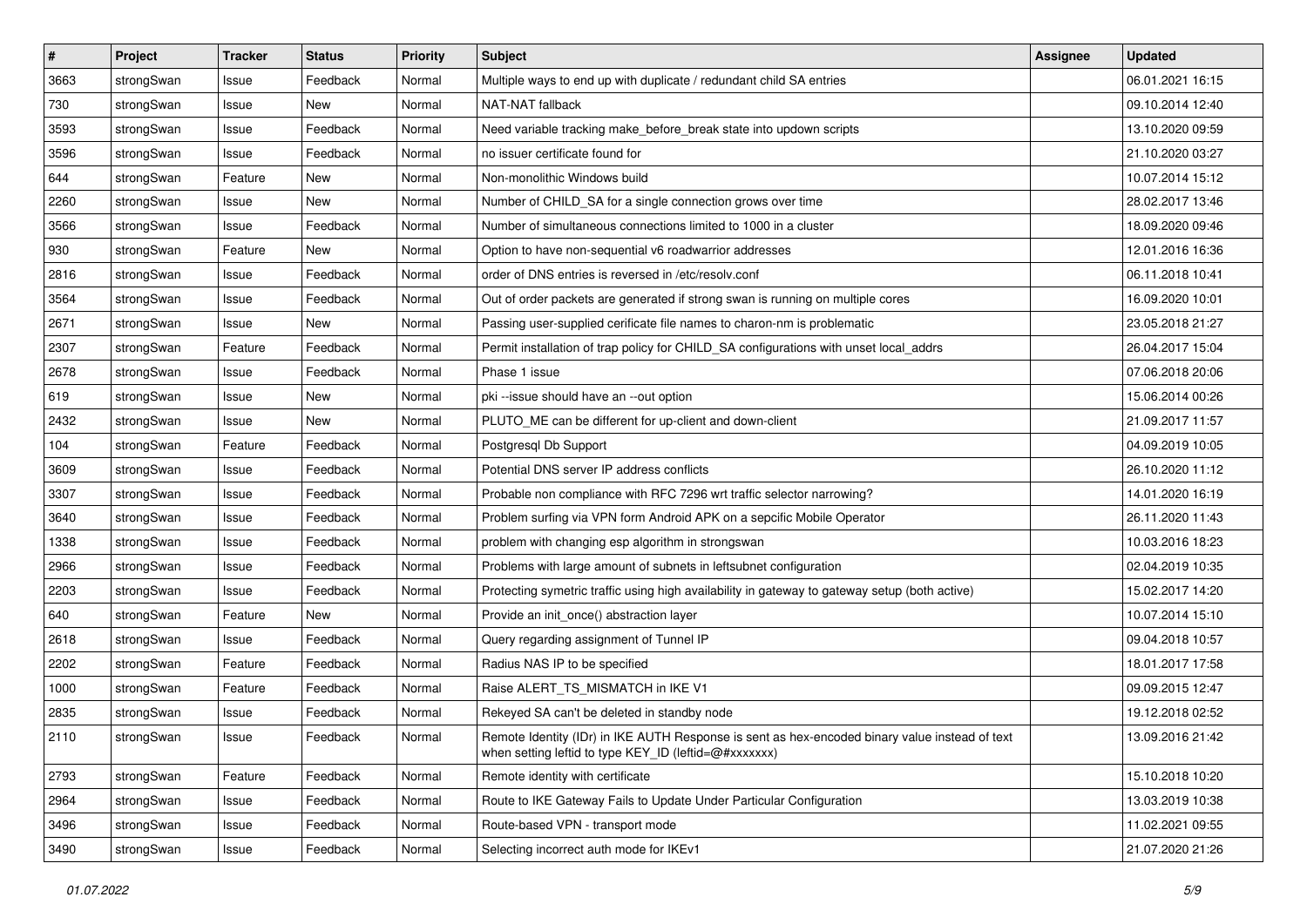| # | Project | Tracker | Status | Priority | Subject | Assignee | Updated |
|---|---|---|---|---|---|---|---|
| 3663 | strongSwan | Issue | Feedback | Normal | Multiple ways to end up with duplicate / redundant child SA entries | | 06.01.2021 16:15 |
| 730 | strongSwan | Issue | New | Normal | NAT-NAT fallback | | 09.10.2014 12:40 |
| 3593 | strongSwan | Issue | Feedback | Normal | Need variable tracking make_before_break state into updown scripts | | 13.10.2020 09:59 |
| 3596 | strongSwan | Issue | Feedback | Normal | no issuer certificate found for | | 21.10.2020 03:27 |
| 644 | strongSwan | Feature | New | Normal | Non-monolithic Windows build | | 10.07.2014 15:12 |
| 2260 | strongSwan | Issue | New | Normal | Number of CHILD_SA for a single connection grows over time | | 28.02.2017 13:46 |
| 3566 | strongSwan | Issue | Feedback | Normal | Number of simultaneous connections limited to 1000 in a cluster | | 18.09.2020 09:46 |
| 930 | strongSwan | Feature | New | Normal | Option to have non-sequential v6 roadwarrior addresses | | 12.01.2016 16:36 |
| 2816 | strongSwan | Issue | Feedback | Normal | order of DNS entries is reversed in /etc/resolv.conf | | 06.11.2018 10:41 |
| 3564 | strongSwan | Issue | Feedback | Normal | Out of order packets are generated if strong swan is running on multiple cores | | 16.09.2020 10:01 |
| 2671 | strongSwan | Issue | New | Normal | Passing user-supplied cerificate file names to charon-nm is problematic | | 23.05.2018 21:27 |
| 2307 | strongSwan | Feature | Feedback | Normal | Permit installation of trap policy for CHILD_SA configurations with unset local_addrs | | 26.04.2017 15:04 |
| 2678 | strongSwan | Issue | Feedback | Normal | Phase 1 issue | | 07.06.2018 20:06 |
| 619 | strongSwan | Issue | New | Normal | pki --issue should have an --out option | | 15.06.2014 00:26 |
| 2432 | strongSwan | Issue | New | Normal | PLUTO_ME can be different for up-client and down-client | | 21.09.2017 11:57 |
| 104 | strongSwan | Feature | Feedback | Normal | Postgresql Db Support | | 04.09.2019 10:05 |
| 3609 | strongSwan | Issue | Feedback | Normal | Potential DNS server IP address conflicts | | 26.10.2020 11:12 |
| 3307 | strongSwan | Issue | Feedback | Normal | Probable non compliance with RFC 7296 wrt traffic selector narrowing? | | 14.01.2020 16:19 |
| 3640 | strongSwan | Issue | Feedback | Normal | Problem surfing via VPN form Android APK on a sepcific Mobile Operator | | 26.11.2020 11:43 |
| 1338 | strongSwan | Issue | Feedback | Normal | problem with changing esp algorithm in strongswan | | 10.03.2016 18:23 |
| 2966 | strongSwan | Issue | Feedback | Normal | Problems with large amount of subnets in leftsubnet configuration | | 02.04.2019 10:35 |
| 2203 | strongSwan | Issue | Feedback | Normal | Protecting symetric traffic using high availability in gateway to gateway setup (both active) | | 15.02.2017 14:20 |
| 640 | strongSwan | Feature | New | Normal | Provide an init_once() abstraction layer | | 10.07.2014 15:10 |
| 2618 | strongSwan | Issue | Feedback | Normal | Query regarding assignment of Tunnel IP | | 09.04.2018 10:57 |
| 2202 | strongSwan | Feature | Feedback | Normal | Radius NAS IP to be specified | | 18.01.2017 17:58 |
| 1000 | strongSwan | Feature | Feedback | Normal | Raise ALERT_TS_MISMATCH in IKE V1 | | 09.09.2015 12:47 |
| 2835 | strongSwan | Issue | Feedback | Normal | Rekeyed SA can't be deleted in standby node | | 19.12.2018 02:52 |
| 2110 | strongSwan | Issue | Feedback | Normal | Remote Identity (IDr) in IKE AUTH Response is sent as hex-encoded binary value instead of text when setting leftid to type KEY_ID (leftid=@#xxxxxxx) | | 13.09.2016 21:42 |
| 2793 | strongSwan | Feature | Feedback | Normal | Remote identity with certificate | | 15.10.2018 10:20 |
| 2964 | strongSwan | Issue | Feedback | Normal | Route to IKE Gateway Fails to Update Under Particular Configuration | | 13.03.2019 10:38 |
| 3496 | strongSwan | Issue | Feedback | Normal | Route-based VPN - transport mode | | 11.02.2021 09:55 |
| 3490 | strongSwan | Issue | Feedback | Normal | Selecting incorrect auth mode for IKEv1 | | 21.07.2020 21:26 |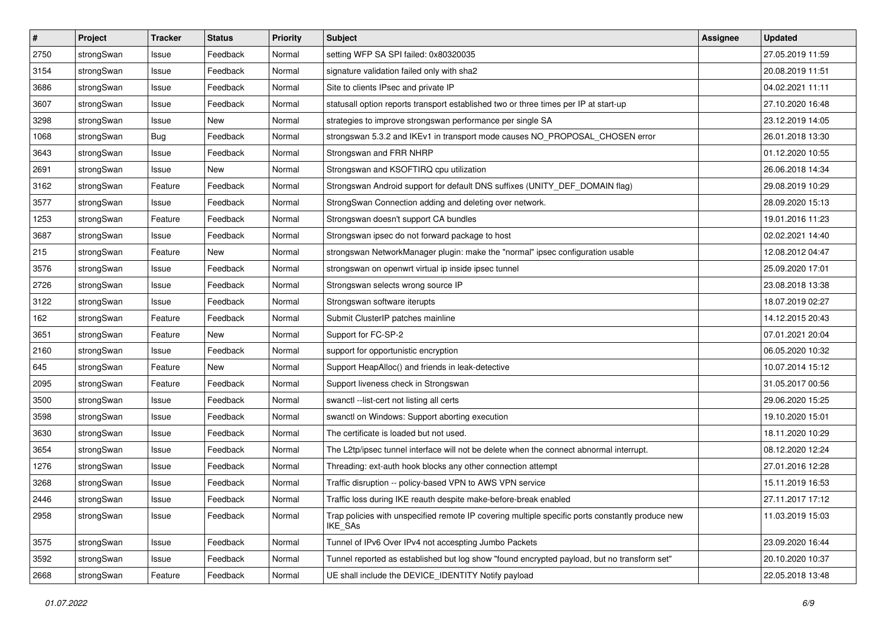| # | Project | Tracker | Status | Priority | Subject | Assignee | Updated |
|---|---|---|---|---|---|---|---|
| 2750 | strongSwan | Issue | Feedback | Normal | setting WFP SA SPI failed: 0x80320035 | | 27.05.2019 11:59 |
| 3154 | strongSwan | Issue | Feedback | Normal | signature validation failed only with sha2 | | 20.08.2019 11:51 |
| 3686 | strongSwan | Issue | Feedback | Normal | Site to clients IPsec and private IP | | 04.02.2021 11:11 |
| 3607 | strongSwan | Issue | Feedback | Normal | statusall option reports transport established two or three times per IP at start-up | | 27.10.2020 16:48 |
| 3298 | strongSwan | Issue | New | Normal | strategies to improve strongswan performance per single SA | | 23.12.2019 14:05 |
| 1068 | strongSwan | Bug | Feedback | Normal | strongswan 5.3.2 and IKEv1 in transport mode causes NO_PROPOSAL_CHOSEN error | | 26.01.2018 13:30 |
| 3643 | strongSwan | Issue | Feedback | Normal | Strongswan and FRR NHRP | | 01.12.2020 10:55 |
| 2691 | strongSwan | Issue | New | Normal | Strongswan and KSOFTIRQ cpu utilization | | 26.06.2018 14:34 |
| 3162 | strongSwan | Feature | Feedback | Normal | Strongswan Android support for default DNS suffixes (UNITY_DEF_DOMAIN flag) | | 29.08.2019 10:29 |
| 3577 | strongSwan | Issue | Feedback | Normal | StrongSwan Connection adding and deleting over network. | | 28.09.2020 15:13 |
| 1253 | strongSwan | Feature | Feedback | Normal | Strongswan doesn't support CA bundles | | 19.01.2016 11:23 |
| 3687 | strongSwan | Issue | Feedback | Normal | Strongswan ipsec do not forward package to host | | 02.02.2021 14:40 |
| 215 | strongSwan | Feature | New | Normal | strongswan NetworkManager plugin: make the "normal" ipsec configuration usable | | 12.08.2012 04:47 |
| 3576 | strongSwan | Issue | Feedback | Normal | strongswan on openwrt virtual ip inside ipsec tunnel | | 25.09.2020 17:01 |
| 2726 | strongSwan | Issue | Feedback | Normal | Strongswan selects wrong source IP | | 23.08.2018 13:38 |
| 3122 | strongSwan | Issue | Feedback | Normal | Strongswan software iterupts | | 18.07.2019 02:27 |
| 162 | strongSwan | Feature | Feedback | Normal | Submit ClusterIP patches mainline | | 14.12.2015 20:43 |
| 3651 | strongSwan | Feature | New | Normal | Support for FC-SP-2 | | 07.01.2021 20:04 |
| 2160 | strongSwan | Issue | Feedback | Normal | support for opportunistic encryption | | 06.05.2020 10:32 |
| 645 | strongSwan | Feature | New | Normal | Support HeapAlloc() and friends in leak-detective | | 10.07.2014 15:12 |
| 2095 | strongSwan | Feature | Feedback | Normal | Support liveness check in Strongswan | | 31.05.2017 00:56 |
| 3500 | strongSwan | Issue | Feedback | Normal | swanctl --list-cert not listing all certs | | 29.06.2020 15:25 |
| 3598 | strongSwan | Issue | Feedback | Normal | swanctl on Windows: Support aborting execution | | 19.10.2020 15:01 |
| 3630 | strongSwan | Issue | Feedback | Normal | The certificate is loaded but not used. | | 18.11.2020 10:29 |
| 3654 | strongSwan | Issue | Feedback | Normal | The L2tp/ipsec tunnel interface will not be delete when the connect abnormal interrupt. | | 08.12.2020 12:24 |
| 1276 | strongSwan | Issue | Feedback | Normal | Threading: ext-auth hook blocks any other connection attempt | | 27.01.2016 12:28 |
| 3268 | strongSwan | Issue | Feedback | Normal | Traffic disruption -- policy-based VPN to AWS VPN service | | 15.11.2019 16:53 |
| 2446 | strongSwan | Issue | Feedback | Normal | Traffic loss during IKE reauth despite make-before-break enabled | | 27.11.2017 17:12 |
| 2958 | strongSwan | Issue | Feedback | Normal | Trap policies with unspecified remote IP covering multiple specific ports constantly produce new IKE_SAs | | 11.03.2019 15:03 |
| 3575 | strongSwan | Issue | Feedback | Normal | Tunnel of IPv6 Over IPv4 not accespting Jumbo Packets | | 23.09.2020 16:44 |
| 3592 | strongSwan | Issue | Feedback | Normal | Tunnel reported as established but log show "found encrypted payload, but no transform set" | | 20.10.2020 10:37 |
| 2668 | strongSwan | Feature | Feedback | Normal | UE shall include the DEVICE_IDENTITY Notify payload | | 22.05.2018 13:48 |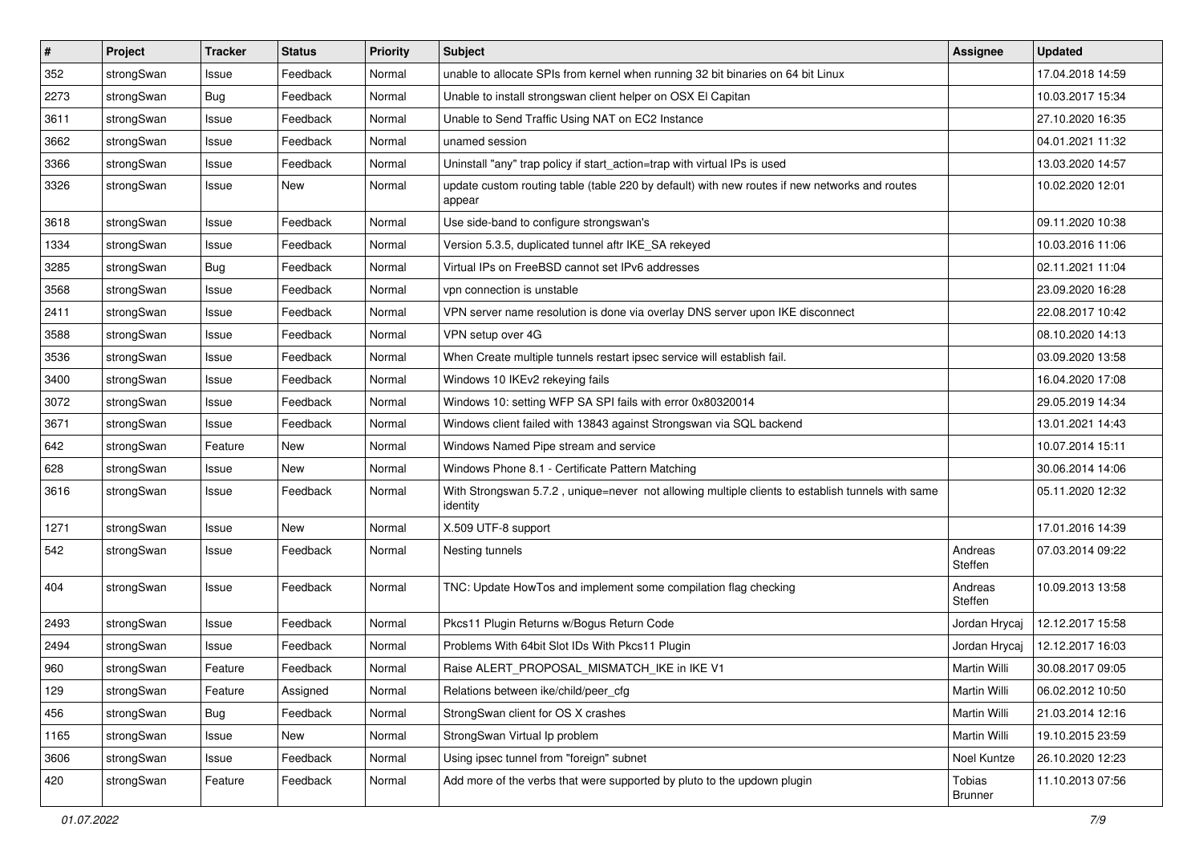| # | Project | Tracker | Status | Priority | Subject | Assignee | Updated |
|---|---|---|---|---|---|---|---|
| 352 | strongSwan | Issue | Feedback | Normal | unable to allocate SPIs from kernel when running 32 bit binaries on 64 bit Linux | | 17.04.2018 14:59 |
| 2273 | strongSwan | Bug | Feedback | Normal | Unable to install strongswan client helper on OSX El Capitan | | 10.03.2017 15:34 |
| 3611 | strongSwan | Issue | Feedback | Normal | Unable to Send Traffic Using NAT on EC2 Instance | | 27.10.2020 16:35 |
| 3662 | strongSwan | Issue | Feedback | Normal | unamed session | | 04.01.2021 11:32 |
| 3366 | strongSwan | Issue | Feedback | Normal | Uninstall "any" trap policy if start_action=trap with virtual IPs is used | | 13.03.2020 14:57 |
| 3326 | strongSwan | Issue | New | Normal | update custom routing table (table 220 by default) with new routes if new networks and routes appear | | 10.02.2020 12:01 |
| 3618 | strongSwan | Issue | Feedback | Normal | Use side-band to configure strongswan's | | 09.11.2020 10:38 |
| 1334 | strongSwan | Issue | Feedback | Normal | Version 5.3.5, duplicated tunnel aftr IKE_SA rekeyed | | 10.03.2016 11:06 |
| 3285 | strongSwan | Bug | Feedback | Normal | Virtual IPs on FreeBSD cannot set IPv6 addresses | | 02.11.2021 11:04 |
| 3568 | strongSwan | Issue | Feedback | Normal | vpn connection is unstable | | 23.09.2020 16:28 |
| 2411 | strongSwan | Issue | Feedback | Normal | VPN server name resolution is done via overlay DNS server upon IKE disconnect | | 22.08.2017 10:42 |
| 3588 | strongSwan | Issue | Feedback | Normal | VPN setup over 4G | | 08.10.2020 14:13 |
| 3536 | strongSwan | Issue | Feedback | Normal | When Create multiple tunnels restart ipsec service will establish fail. | | 03.09.2020 13:58 |
| 3400 | strongSwan | Issue | Feedback | Normal | Windows 10 IKEv2 rekeying fails | | 16.04.2020 17:08 |
| 3072 | strongSwan | Issue | Feedback | Normal | Windows 10: setting WFP SA SPI fails with error 0x80320014 | | 29.05.2019 14:34 |
| 3671 | strongSwan | Issue | Feedback | Normal | Windows client failed with 13843 against Strongswan via SQL backend | | 13.01.2021 14:43 |
| 642 | strongSwan | Feature | New | Normal | Windows Named Pipe stream and service | | 10.07.2014 15:11 |
| 628 | strongSwan | Issue | New | Normal | Windows Phone 8.1 - Certificate Pattern Matching | | 30.06.2014 14:06 |
| 3616 | strongSwan | Issue | Feedback | Normal | With Strongswan 5.7.2 , unique=never not allowing multiple clients to establish tunnels with same identity | | 05.11.2020 12:32 |
| 1271 | strongSwan | Issue | New | Normal | X.509 UTF-8 support | | 17.01.2016 14:39 |
| 542 | strongSwan | Issue | Feedback | Normal | Nesting tunnels | Andreas Steffen | 07.03.2014 09:22 |
| 404 | strongSwan | Issue | Feedback | Normal | TNC: Update HowTos and implement some compilation flag checking | Andreas Steffen | 10.09.2013 13:58 |
| 2493 | strongSwan | Issue | Feedback | Normal | Pkcs11 Plugin Returns w/Bogus Return Code | Jordan Hrycaj | 12.12.2017 15:58 |
| 2494 | strongSwan | Issue | Feedback | Normal | Problems With 64bit Slot IDs With Pkcs11 Plugin | Jordan Hrycaj | 12.12.2017 16:03 |
| 960 | strongSwan | Feature | Feedback | Normal | Raise ALERT_PROPOSAL_MISMATCH_IKE in IKE V1 | Martin Willi | 30.08.2017 09:05 |
| 129 | strongSwan | Feature | Assigned | Normal | Relations between ike/child/peer_cfg | Martin Willi | 06.02.2012 10:50 |
| 456 | strongSwan | Bug | Feedback | Normal | StrongSwan client for OS X crashes | Martin Willi | 21.03.2014 12:16 |
| 1165 | strongSwan | Issue | New | Normal | StrongSwan Virtual Ip problem | Martin Willi | 19.10.2015 23:59 |
| 3606 | strongSwan | Issue | Feedback | Normal | Using ipsec tunnel from "foreign" subnet | Noel Kuntze | 26.10.2020 12:23 |
| 420 | strongSwan | Feature | Feedback | Normal | Add more of the verbs that were supported by pluto to the updown plugin | Tobias Brunner | 11.10.2013 07:56 |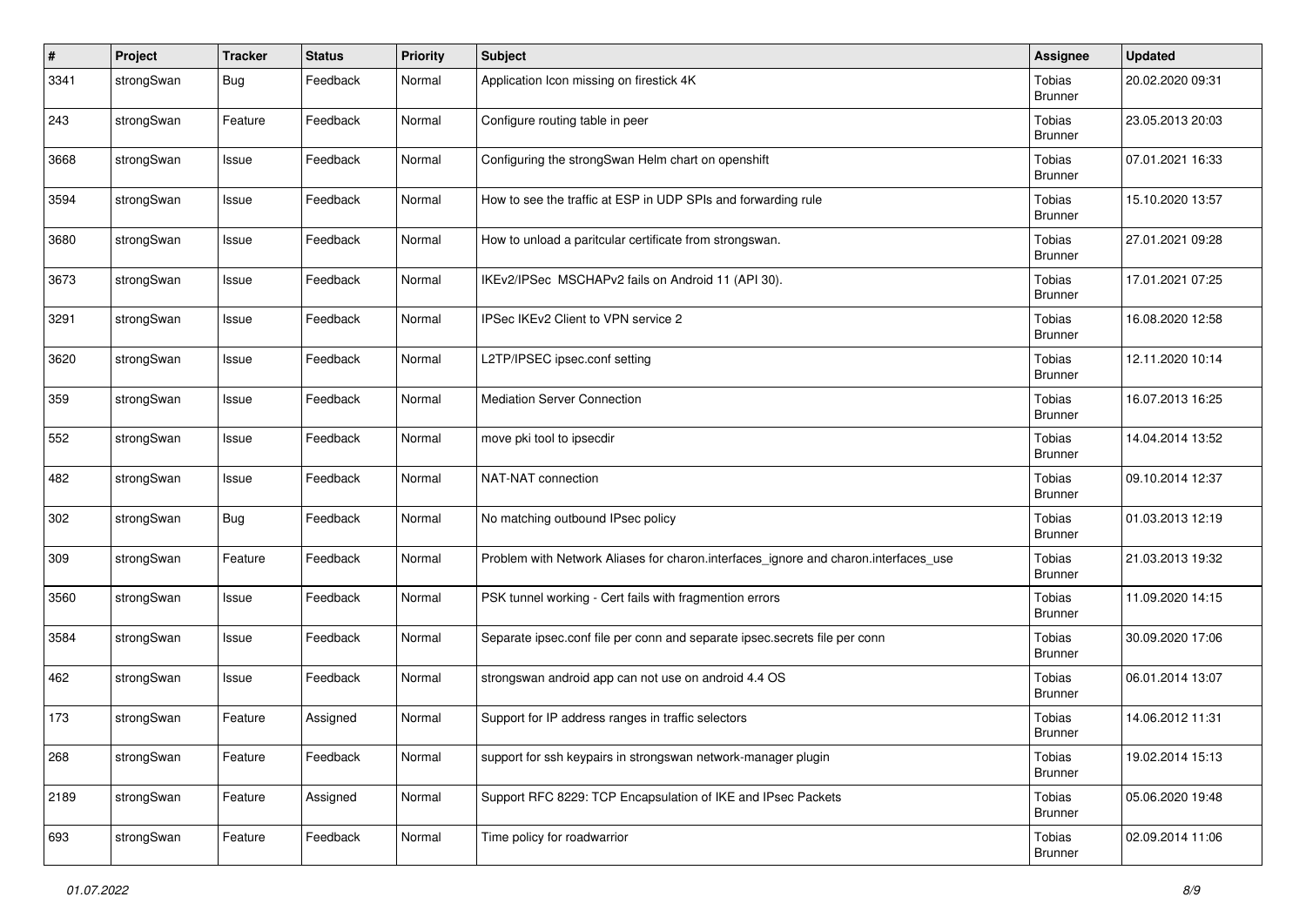| # | Project | Tracker | Status | Priority | Subject | Assignee | Updated |
|---|---|---|---|---|---|---|---|
| 3341 | strongSwan | Bug | Feedback | Normal | Application Icon missing on firestick 4K | Tobias Brunner | 20.02.2020 09:31 |
| 243 | strongSwan | Feature | Feedback | Normal | Configure routing table in peer | Tobias Brunner | 23.05.2013 20:03 |
| 3668 | strongSwan | Issue | Feedback | Normal | Configuring the strongSwan Helm chart on openshift | Tobias Brunner | 07.01.2021 16:33 |
| 3594 | strongSwan | Issue | Feedback | Normal | How to see the traffic at ESP in UDP SPIs and forwarding rule | Tobias Brunner | 15.10.2020 13:57 |
| 3680 | strongSwan | Issue | Feedback | Normal | How to unload a paritcular certificate from strongswan. | Tobias Brunner | 27.01.2021 09:28 |
| 3673 | strongSwan | Issue | Feedback | Normal | IKEv2/IPSec  MSCHAPv2 fails on Android 11 (API 30). | Tobias Brunner | 17.01.2021 07:25 |
| 3291 | strongSwan | Issue | Feedback | Normal | IPSec IKEv2 Client to VPN service 2 | Tobias Brunner | 16.08.2020 12:58 |
| 3620 | strongSwan | Issue | Feedback | Normal | L2TP/IPSEC ipsec.conf setting | Tobias Brunner | 12.11.2020 10:14 |
| 359 | strongSwan | Issue | Feedback | Normal | Mediation Server Connection | Tobias Brunner | 16.07.2013 16:25 |
| 552 | strongSwan | Issue | Feedback | Normal | move pki tool to ipsecdir | Tobias Brunner | 14.04.2014 13:52 |
| 482 | strongSwan | Issue | Feedback | Normal | NAT-NAT connection | Tobias Brunner | 09.10.2014 12:37 |
| 302 | strongSwan | Bug | Feedback | Normal | No matching outbound IPsec policy | Tobias Brunner | 01.03.2013 12:19 |
| 309 | strongSwan | Feature | Feedback | Normal | Problem with Network Aliases for charon.interfaces_ignore and charon.interfaces_use | Tobias Brunner | 21.03.2013 19:32 |
| 3560 | strongSwan | Issue | Feedback | Normal | PSK tunnel working - Cert fails with fragmention errors | Tobias Brunner | 11.09.2020 14:15 |
| 3584 | strongSwan | Issue | Feedback | Normal | Separate ipsec.conf file per conn and separate ipsec.secrets file per conn | Tobias Brunner | 30.09.2020 17:06 |
| 462 | strongSwan | Issue | Feedback | Normal | strongswan android app can not use on android 4.4 OS | Tobias Brunner | 06.01.2014 13:07 |
| 173 | strongSwan | Feature | Assigned | Normal | Support for IP address ranges in traffic selectors | Tobias Brunner | 14.06.2012 11:31 |
| 268 | strongSwan | Feature | Feedback | Normal | support for ssh keypairs in strongswan network-manager plugin | Tobias Brunner | 19.02.2014 15:13 |
| 2189 | strongSwan | Feature | Assigned | Normal | Support RFC 8229: TCP Encapsulation of IKE and IPsec Packets | Tobias Brunner | 05.06.2020 19:48 |
| 693 | strongSwan | Feature | Feedback | Normal | Time policy for roadwarrior | Tobias Brunner | 02.09.2014 11:06 |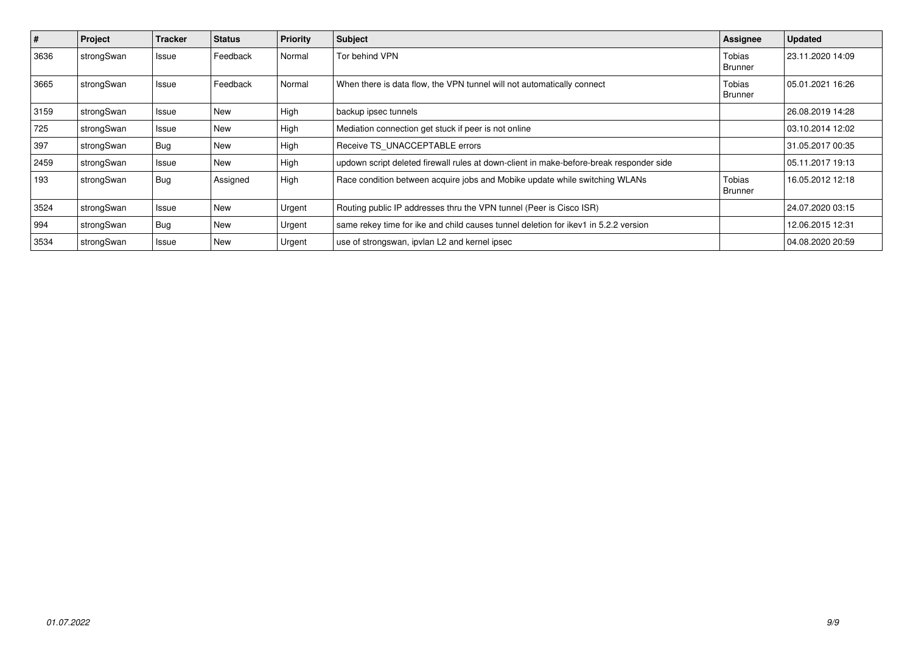| # | Project | Tracker | Status | Priority | Subject | Assignee | Updated |
|---|---|---|---|---|---|---|---|
| 3636 | strongSwan | Issue | Feedback | Normal | Tor behind VPN | Tobias Brunner | 23.11.2020 14:09 |
| 3665 | strongSwan | Issue | Feedback | Normal | When there is data flow, the VPN tunnel will not automatically connect | Tobias Brunner | 05.01.2021 16:26 |
| 3159 | strongSwan | Issue | New | High | backup ipsec tunnels | | 26.08.2019 14:28 |
| 725 | strongSwan | Issue | New | High | Mediation connection get stuck if peer is not online | | 03.10.2014 12:02 |
| 397 | strongSwan | Bug | New | High | Receive TS_UNACCEPTABLE errors | | 31.05.2017 00:35 |
| 2459 | strongSwan | Issue | New | High | updown script deleted firewall rules at down-client in make-before-break responder side | | 05.11.2017 19:13 |
| 193 | strongSwan | Bug | Assigned | High | Race condition between acquire jobs and Mobike update while switching WLANs | Tobias Brunner | 16.05.2012 12:18 |
| 3524 | strongSwan | Issue | New | Urgent | Routing public IP addresses thru the VPN tunnel (Peer is Cisco ISR) | | 24.07.2020 03:15 |
| 994 | strongSwan | Bug | New | Urgent | same rekey time for ike and child causes tunnel deletion for ikev1 in 5.2.2 version | | 12.06.2015 12:31 |
| 3534 | strongSwan | Issue | New | Urgent | use of strongswan, ipvlan L2 and kernel ipsec | | 04.08.2020 20:59 |